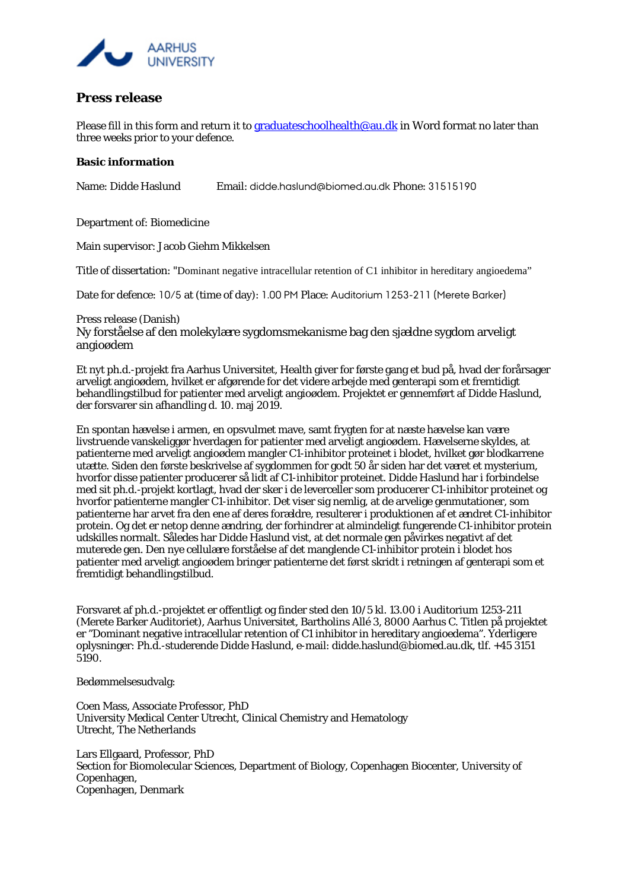AARHUS UNIVERSITY

# Press release

Please fill in this form and return it to [graduateschoolhealth@au.dk](mailto:graduateschoolhealth@au.dk) in Word format no later than three weeks prior to your defence.

### Basic information

Name: Didde Haslund Email: didde.haslund@biomed.au.dk Phone: 31515190

Department of: Biomedicine

Main supervisor: Jacob Giehm Mikkelsen

Title of dissertation: "Dominant negative intracellular retention of C1 inhibitor in hereditary angioedema"

Date for defence: 10/5 at (time of day): 1.00 PM Place: Auditorium 1253-211 (Merete Barker)

Press release (Danish)

Ny forståelse af den molekylære sygdomsmekanisme bag den sjældne sygdom arveligt angioødem

Et nyt ph.d.-projekt fra Aarhus Universitet, Health giver for første gang et bud på, hvad der forårsager arveligt angioødem, hvilket er afgørende for det videre arbejde med genterapi som et fremtidigt behandlingstilbud for patienter med arveligt angioødem. Projektet er gennemført af Didde Haslund, der forsvarer sin afhandling d. 10. maj 2019.

En spontan hævelse i armen, en opsvulmet mave, samt frygten for at næste hævelse kan være livstruende vanskeliggør hverdagen for patienter med arveligt angioødem. Hævelserne skyldes, at patienterne med arveligt angioødem mangler C1-inhibitor proteinet i blodet, hvilket gør blodkarrene utætte. Siden den første beskrivelse af sygdommen for godt 50 år siden har det været et mysterium, hvorfor disse patienter producerer så lidt af C1-inhibitor proteinet. Didde Haslund har i forbindelse med sit ph.d.-projekt kortlagt, hvad der sker i de leverceller som producerer C1-inhibitor proteinet og hvorfor patienterne mangler C1-inhibitor. Det viser sig nemlig, at de arvelige genmutationer, som patienterne har arvet fra den ene af deres forældre, resulterer i produktionen af et ændret C1-inhibitor protein. Og det er netop denne ændring, der forhindrer at almindeligt fungerende C1-inhibitor protein udskilles normalt. Således har Didde Haslund vist, at det normale gen påvirkes negativt af det muterede gen. Den nye cellulære forståelse af det manglende C1-inhibitor protein i blodet hos patienter med arveligt angioødem bringer patienterne det først skridt i retningen af genterapi som et fremtidigt behandlingstilbud.

Forsvaret af ph.d.-projektet er offentligt og finder sted den 10/5 kl. 13.00 i Auditorium 1253-211 (Merete Barker Auditoriet), Aarhus Universitet, Bartholins Allé 3, 8000 Aarhus C. Titlen på projektet er "Dominant negative intracellular retention of C1 inhibitor in hereditary angioedema". Yderligere oplysninger: Ph.d.-studerende Didde Haslund, e-mail: didde.haslund@biomed.au.dk, tlf. +45 3151 5190.

Bedømmelsesudvalg:

Coen Mass, Associate Professor, PhD
University Medical Center Utrecht, Clinical Chemistry and Hematology
Utrecht, The Netherlands

Lars Ellgaard, Professor, PhD
Section for Biomolecular Sciences, Department of Biology, Copenhagen Biocenter, University of Copenhagen,
Copenhagen, Denmark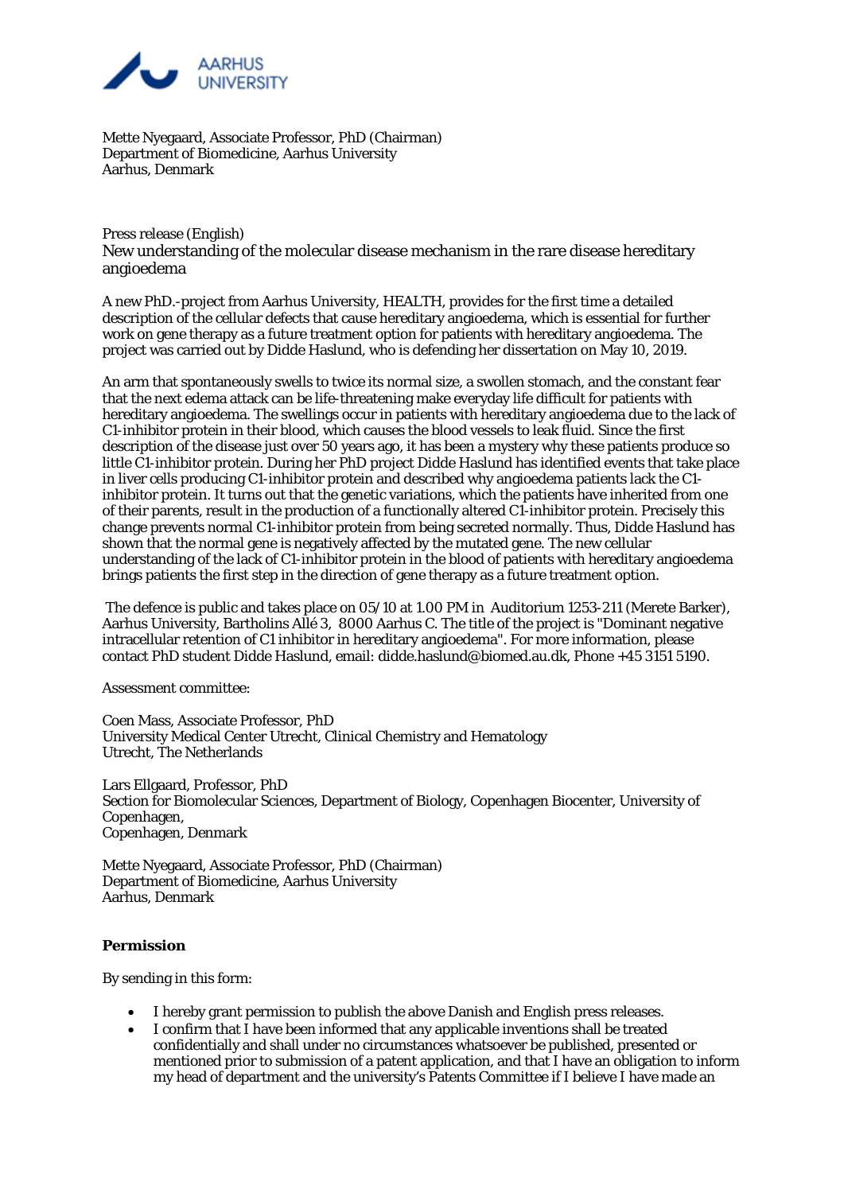AARHUS UNIVERSITY

Mette Nyegaard, Associate Professor, PhD (Chairman)
Department of Biomedicine, Aarhus University
Aarhus, Denmark

Press release (English)

New understanding of the molecular disease mechanism in the rare disease hereditary angioedema

A new PhD.-project from Aarhus University, HEALTH, provides for the first time a detailed description of the cellular defects that cause hereditary angioedema, which is essential for further work on gene therapy as a future treatment option for patients with hereditary angioedema. The project was carried out by Didde Haslund, who is defending her dissertation on May 10, 2019.

An arm that spontaneously swells to twice its normal size, a swollen stomach, and the constant fear that the next edema attack can be life-threatening make everyday life difficult for patients with hereditary angioedema. The swellings occur in patients with hereditary angioedema due to the lack of C1-inhibitor protein in their blood, which causes the blood vessels to leak fluid. Since the first description of the disease just over 50 years ago, it has been a mystery why these patients produce so little C1-inhibitor protein. During her PhD project Didde Haslund has identified events that take place in liver cells producing C1-inhibitor protein and described why angioedema patients lack the C1-inhibitor protein. It turns out that the genetic variations, which the patients have inherited from one of their parents, result in the production of a functionally altered C1-inhibitor protein. Precisely this change prevents normal C1-inhibitor protein from being secreted normally. Thus, Didde Haslund has shown that the normal gene is negatively affected by the mutated gene. The new cellular understanding of the lack of C1-inhibitor protein in the blood of patients with hereditary angioedema brings patients the first step in the direction of gene therapy as a future treatment option.

The defence is public and takes place on 05/10 at 1.00 PM in Auditorium 1253-211 (Merete Barker), Aarhus University, Bartholins Allé 3, 8000 Aarhus C. The title of the project is "Dominant negative intracellular retention of C1 inhibitor in hereditary angioedema". For more information, please contact PhD student Didde Haslund, email: didde.haslund@biomed.au.dk, Phone +45 3151 5190.

Assessment committee:

Coen Mass, Associate Professor, PhD
University Medical Center Utrecht, Clinical Chemistry and Hematology
Utrecht, The Netherlands

Lars Ellgaard, Professor, PhD
Section for Biomolecular Sciences, Department of Biology, Copenhagen Biocenter, University of Copenhagen,
Copenhagen, Denmark

Mette Nyegaard, Associate Professor, PhD (Chairman)
Department of Biomedicine, Aarhus University
Aarhus, Denmark

**Permission**

By sending in this form:

- I hereby grant permission to publish the above Danish and English press releases.
- I confirm that I have been informed that any applicable inventions shall be treated confidentially and shall under no circumstances whatsoever be published, presented or mentioned prior to submission of a patent application, and that I have an obligation to inform my head of department and the university's Patents Committee if I believe I have made an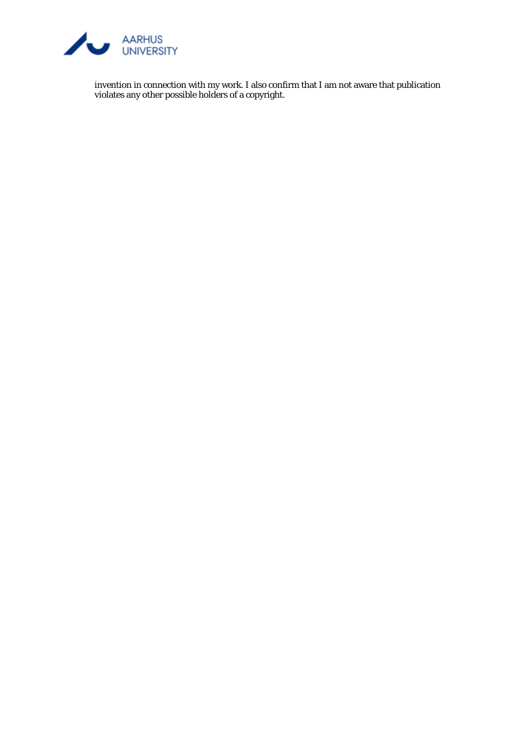invention in connection with my work. I also confirm that I am not aware that publication violates any other possible holders of a copyright.